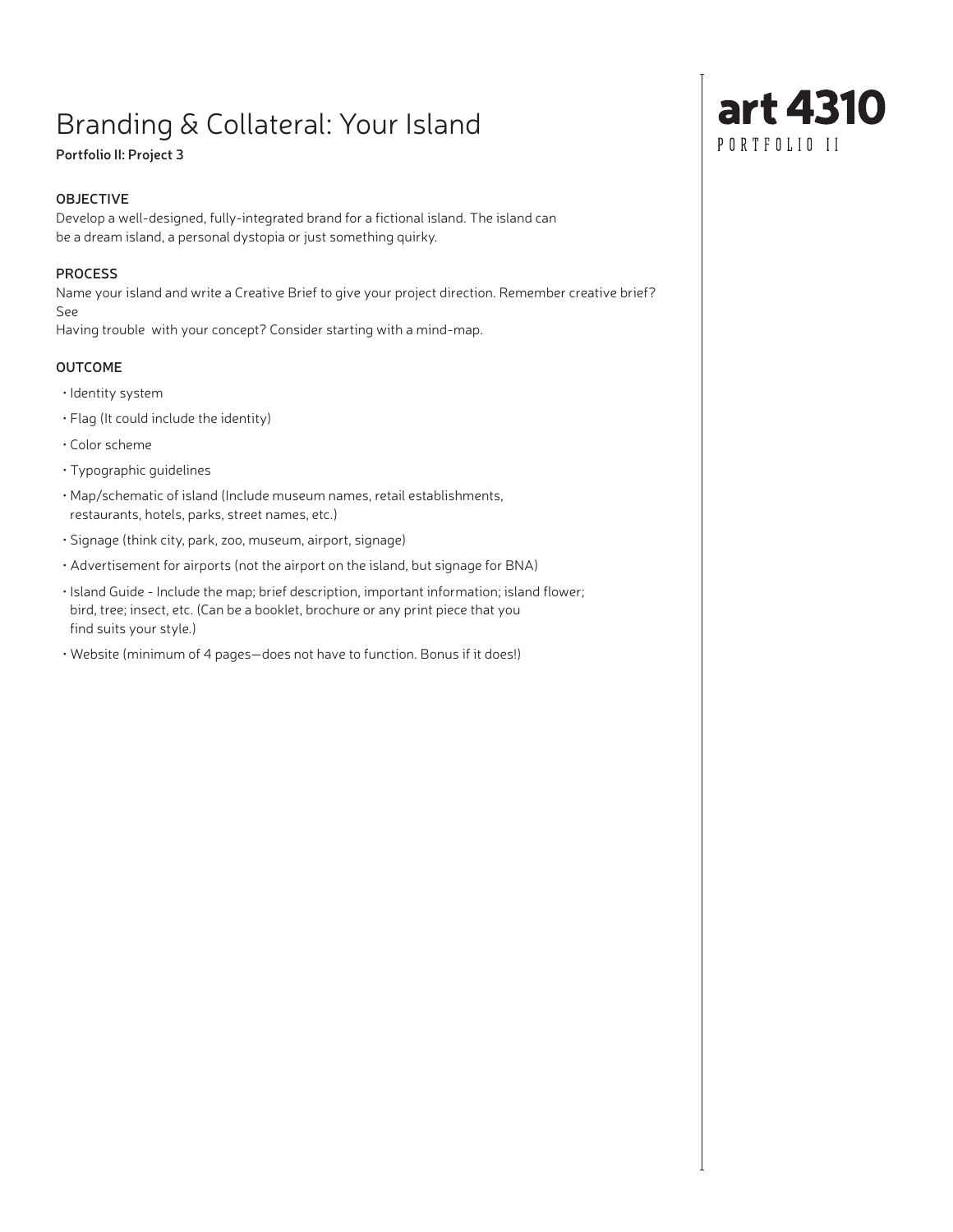# Branding & Collateral: Your Island

**Portfolio II: Project 3**

art 4310
PORTFOLIO II

## OBJECTIVE

Develop a well-designed, fully-integrated brand for a fictional island. The island can be a dream island, a personal dystopia or just something quirky.

## PROCESS

Name your island and write a Creative Brief to give your project direction. Remember creative brief? See

Having trouble with your concept? Consider starting with a mind-map.

## OUTCOME

- Identity system
- Flag (It could include the identity)
- Color scheme
- Typographic guidelines
- Map/schematic of island (Include museum names, retail establishments, restaurants, hotels, parks, street names, etc.)
- Signage (think city, park, zoo, museum, airport, signage)
- Advertisement for airports (not the airport on the island, but signage for BNA)
- Island Guide - Include the map; brief description, important information; island flower; bird, tree; insect, etc. (Can be a booklet, brochure or any print piece that you find suits your style.)
- Website (minimum of 4 pages—does not have to function. Bonus if it does!)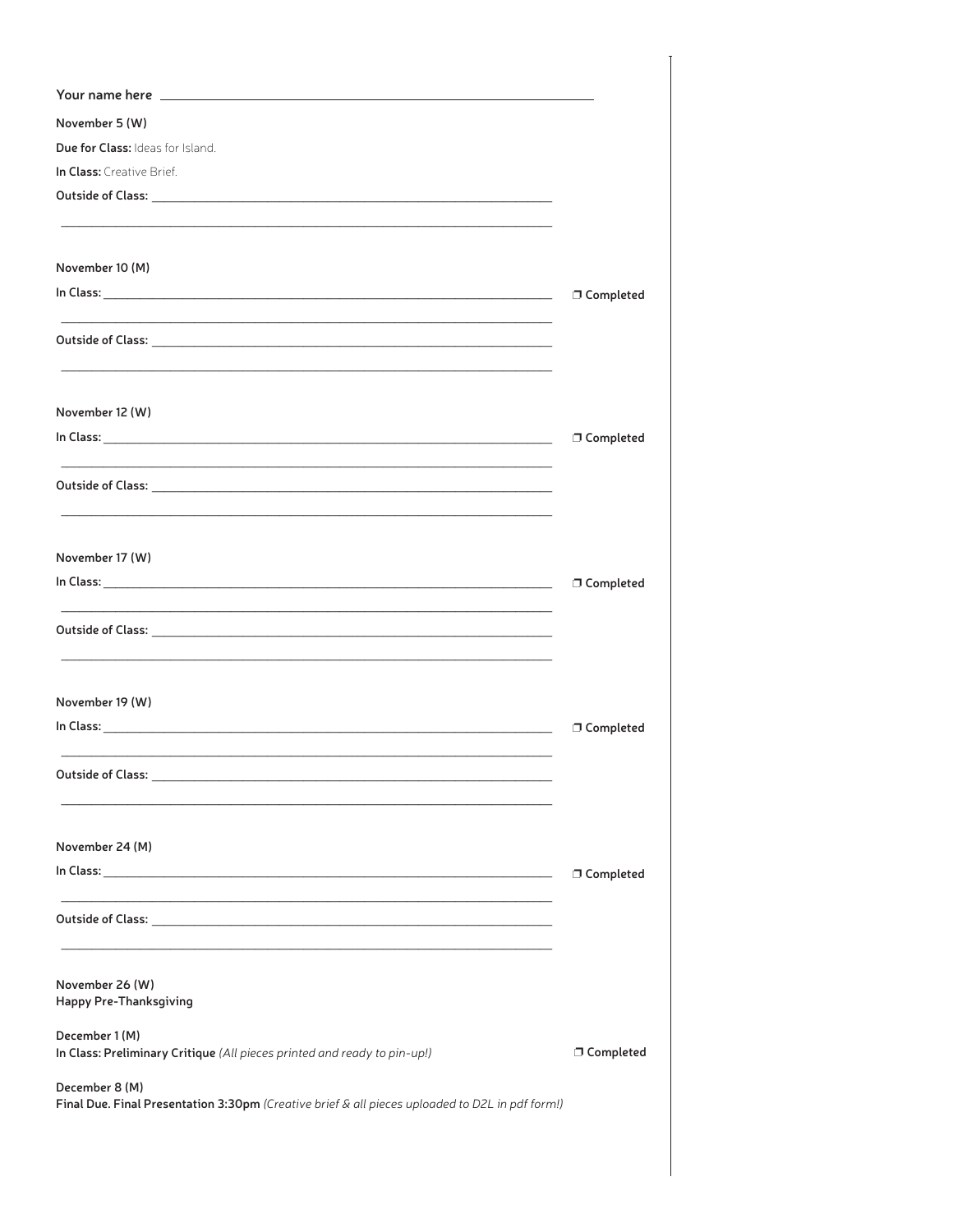**Your name here** ______________________________________________

**November 5 (W)**

**Due for Class:** Ideas for Island.

**In Class:** Creative Brief.

**Outside of Class:** ______________________________________________

______________________________________________

**November 10 (M)**

**In Class:** ______________________________________________ ❐ **Completed**

______________________________________________

**Outside of Class:** ______________________________________________

______________________________________________

**November 12 (W)**

**In Class:** ______________________________________________ ❐ **Completed**

______________________________________________

**Outside of Class:** ______________________________________________

______________________________________________

**November 17 (W)**

**In Class:** ______________________________________________ ❐ **Completed**

______________________________________________

**Outside of Class:** ______________________________________________

______________________________________________

**November 19 (W)**

**In Class:** ______________________________________________ ❐ **Completed**

______________________________________________

**Outside of Class:** ______________________________________________

______________________________________________

**November 24 (M)**

**In Class:** ______________________________________________ ❐ **Completed**

______________________________________________

**Outside of Class:** ______________________________________________

______________________________________________

**November 26 (W)**
**Happy Pre-Thanksgiving**

**December 1 (M)**
**In Class: Preliminary Critique** *(All pieces printed and ready to pin-up!)* ❐ **Completed**

**December 8 (M)**
**Final Due. Final Presentation 3:30pm** *(Creative brief & all pieces uploaded to D2L in pdf form!)*